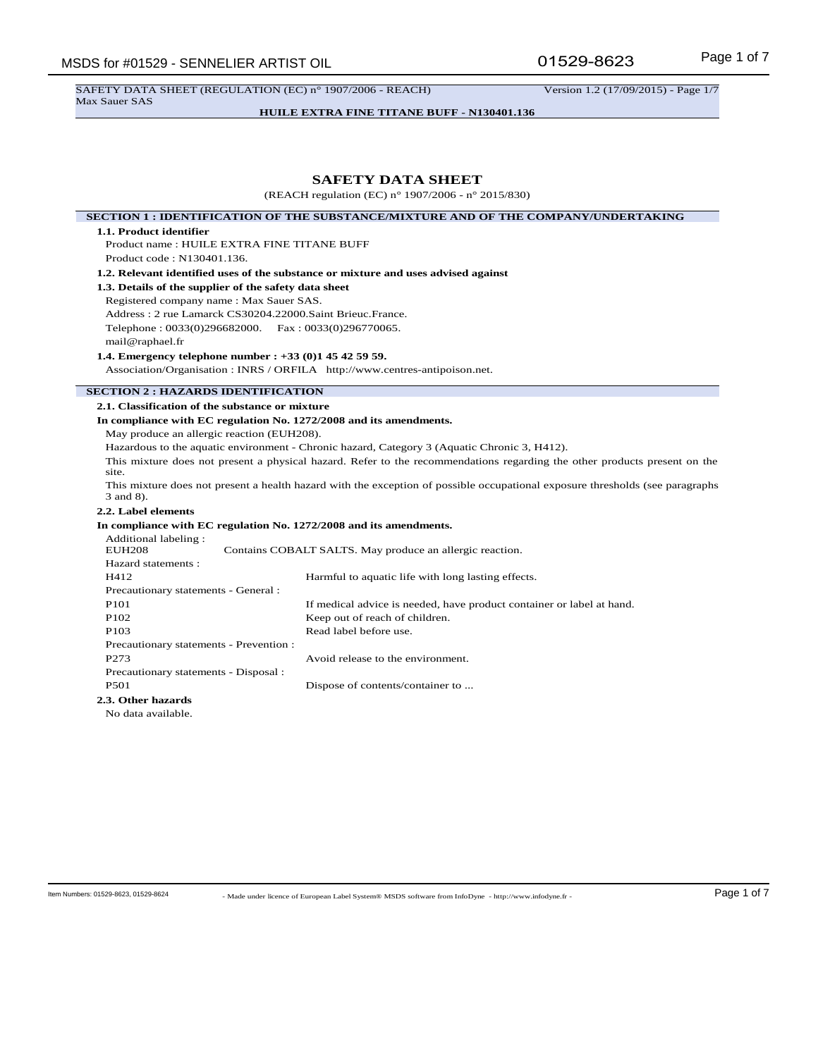# SAFETY DATA SHEET

(REACH regulation (EC) n° 1907/2006 - n° 2015/830)

## SECTION 1 : IDENTIFICATION OF THE SUBSTANCE/MIXTURE AND OF THE COMPANY/UNDERTAKING

### 1.1. Product identifier

Product name : HUILE EXTRA FINE TITANE BUFF

Product code : N130401.136.

### 1.2. Relevant identified uses of the substance or mixture and uses advised against

### 1.3. Details of the supplier of the safety data sheet

Registered company name : Max Sauer SAS.

Address : 2 rue Lamarck CS30204.22000.Saint Brieuc.France.

Telephone : 0033(0)296682000. Fax : 0033(0)296770065.

mail@raphael.fr

### 1.4. Emergency telephone number : +33 (0)1 45 42 59 59.

Association/Organisation : INRS / ORFILA http://www.centres-antipoison.net.

## SECTION 2 : HAZARDS IDENTIFICATION

### 2.1. Classification of the substance or mixture

**In compliance with EC regulation No. 1272/2008 and its amendments.**

May produce an allergic reaction (EUH208).

Hazardous to the aquatic environment - Chronic hazard, Category 3 (Aquatic Chronic 3, H412).

This mixture does not present a physical hazard. Refer to the recommendations regarding the other products present on the site.

This mixture does not present a health hazard with the exception of possible occupational exposure thresholds (see paragraphs 3 and 8).

### 2.2. Label elements

**In compliance with EC regulation No. 1272/2008 and its amendments.**

Additional labeling :

EUH208 Contains COBALT SALTS. May produce an allergic reaction.

Hazard statements :

| | |
|---|---|
| H412 | Harmful to aquatic life with long lasting effects. |

Precautionary statements - General :

| | |
|---|---|
| P101 | If medical advice is needed, have product container or label at hand. |
| P102 | Keep out of reach of children. |
| P103 | Read label before use. |

Precautionary statements - Prevention :

| | |
|---|---|
| P273 | Avoid release to the environment. |

Precautionary statements - Disposal :

| | |
|---|---|
| P501 | Dispose of contents/container to ... |

### 2.3. Other hazards

No data available.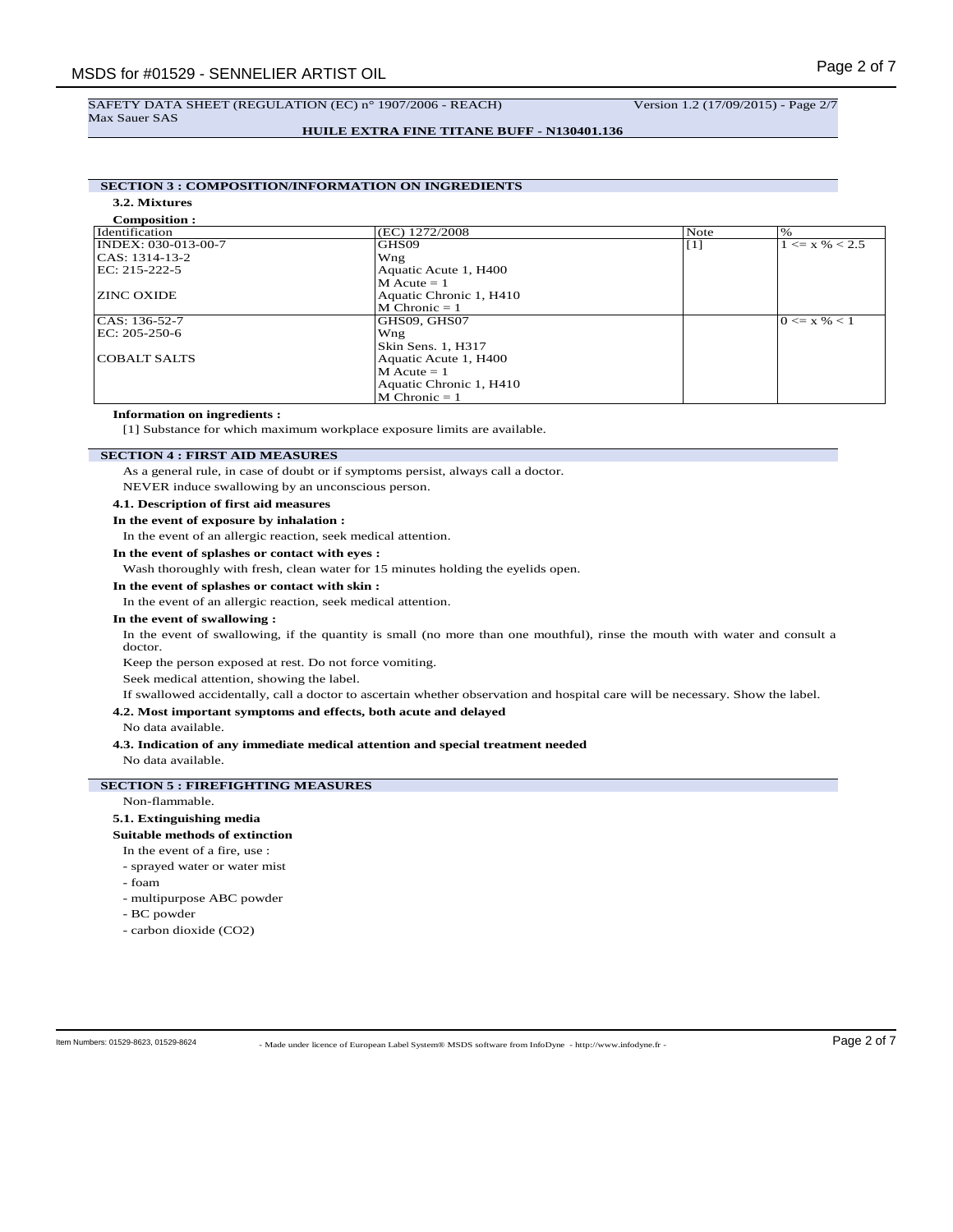## SECTION 3 : COMPOSITION/INFORMATION ON INGREDIENTS

### 3.2. Mixtures

**Composition :**

| Identification | (EC) 1272/2008 | Note | % |
|---|---|---|---|
| INDEX: 030-013-00-7<br>CAS: 1314-13-2<br>EC: 215-222-5<br><br>ZINC OXIDE | GHS09<br>Wng<br>Aquatic Acute 1, H400<br>M Acute = 1<br>Aquatic Chronic 1, H410<br>M Chronic = 1 | [1] | 1 <= x % < 2.5 |
| CAS: 136-52-7<br>EC: 205-250-6<br><br>COBALT SALTS | GHS09, GHS07<br>Wng<br>Skin Sens. 1, H317<br>Aquatic Acute 1, H400<br>M Acute = 1<br>Aquatic Chronic 1, H410<br>M Chronic = 1 | | 0 <= x % < 1 |

**Information on ingredients :**

[1] Substance for which maximum workplace exposure limits are available.

## SECTION 4 : FIRST AID MEASURES

As a general rule, in case of doubt or if symptoms persist, always call a doctor.

NEVER induce swallowing by an unconscious person.

### 4.1. Description of first aid measures

**In the event of exposure by inhalation :**

In the event of an allergic reaction, seek medical attention.

**In the event of splashes or contact with eyes :**

Wash thoroughly with fresh, clean water for 15 minutes holding the eyelids open.

**In the event of splashes or contact with skin :**

In the event of an allergic reaction, seek medical attention.

**In the event of swallowing :**

In the event of swallowing, if the quantity is small (no more than one mouthful), rinse the mouth with water and consult a doctor.

Keep the person exposed at rest. Do not force vomiting.

Seek medical attention, showing the label.

If swallowed accidentally, call a doctor to ascertain whether observation and hospital care will be necessary. Show the label.

### 4.2. Most important symptoms and effects, both acute and delayed

No data available.

### 4.3. Indication of any immediate medical attention and special treatment needed

No data available.

## SECTION 5 : FIREFIGHTING MEASURES

Non-flammable.

### 5.1. Extinguishing media

**Suitable methods of extinction**

In the event of a fire, use :

- sprayed water or water mist
- foam
- multipurpose ABC powder
- BC powder
- carbon dioxide ($CO_2$)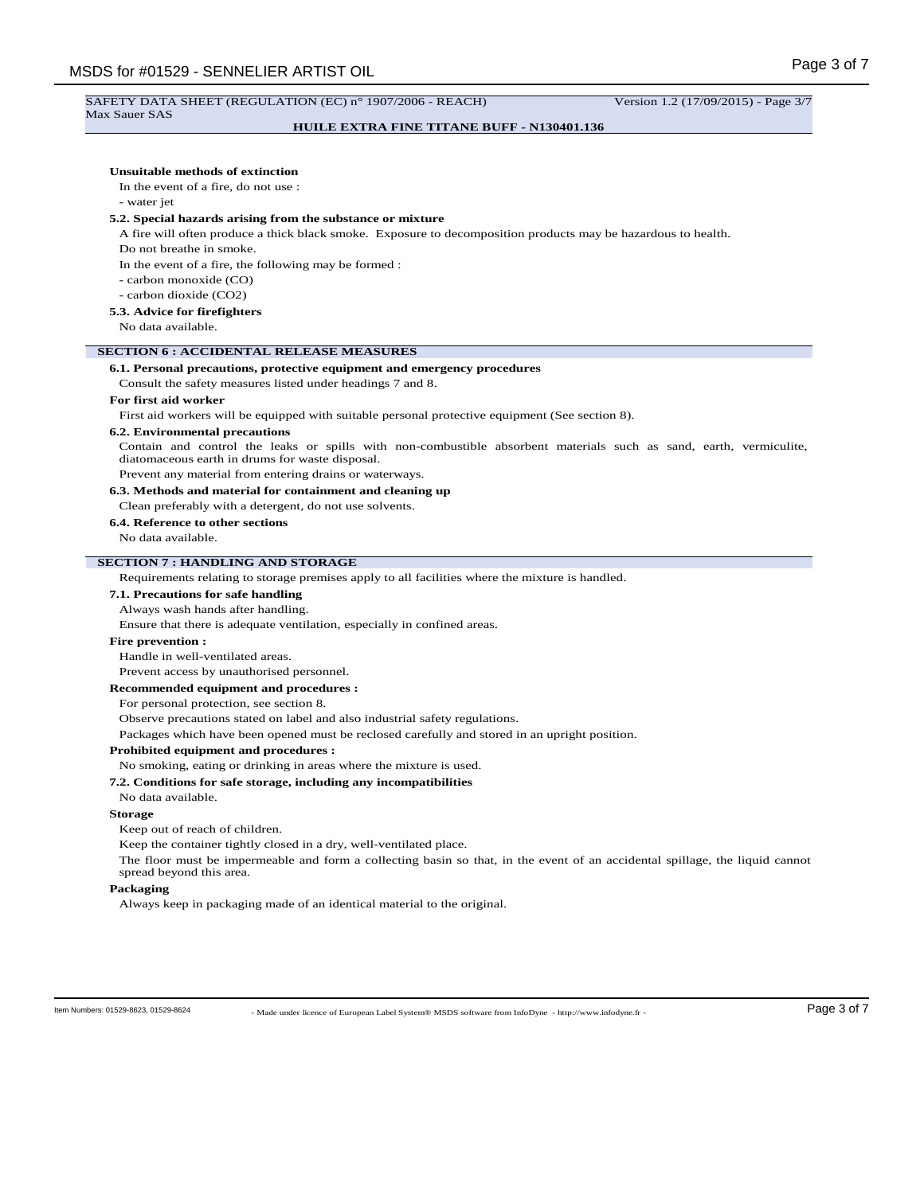#### Unsuitable methods of extinction

In the event of a fire, do not use :

- water jet

### 5.2. Special hazards arising from the substance or mixture

A fire will often produce a thick black smoke. Exposure to decomposition products may be hazardous to health.

Do not breathe in smoke.

In the event of a fire, the following may be formed :

- carbon monoxide (CO)
- carbon dioxide ($CO_2$)

### 5.3. Advice for firefighters

No data available.

## SECTION 6 : ACCIDENTAL RELEASE MEASURES

### 6.1. Personal precautions, protective equipment and emergency procedures

Consult the safety measures listed under headings 7 and 8.

#### For first aid worker

First aid workers will be equipped with suitable personal protective equipment (See section 8).

### 6.2. Environmental precautions

Contain and control the leaks or spills with non-combustible absorbent materials such as sand, earth, vermiculite, diatomaceous earth in drums for waste disposal.

Prevent any material from entering drains or waterways.

### 6.3. Methods and material for containment and cleaning up

Clean preferably with a detergent, do not use solvents.

### 6.4. Reference to other sections

No data available.

## SECTION 7 : HANDLING AND STORAGE

Requirements relating to storage premises apply to all facilities where the mixture is handled.

### 7.1. Precautions for safe handling

Always wash hands after handling.

Ensure that there is adequate ventilation, especially in confined areas.

#### Fire prevention :

Handle in well-ventilated areas.

Prevent access by unauthorised personnel.

#### Recommended equipment and procedures :

For personal protection, see section 8.

Observe precautions stated on label and also industrial safety regulations.

Packages which have been opened must be reclosed carefully and stored in an upright position.

#### Prohibited equipment and procedures :

No smoking, eating or drinking in areas where the mixture is used.

### 7.2. Conditions for safe storage, including any incompatibilities

No data available.

#### Storage

Keep out of reach of children.

Keep the container tightly closed in a dry, well-ventilated place.

The floor must be impermeable and form a collecting basin so that, in the event of an accidental spillage, the liquid cannot spread beyond this area.

#### Packaging

Always keep in packaging made of an identical material to the original.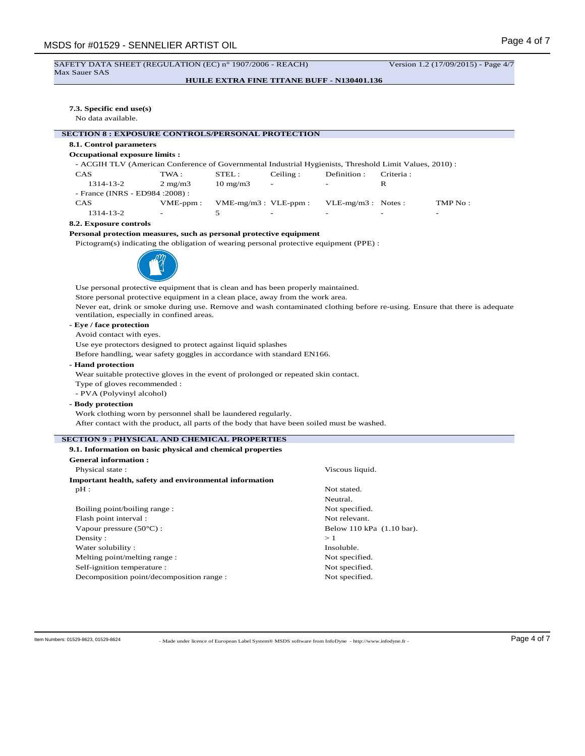SAFETY DATA SHEET (REGULATION (EC) n° 1907/2006 - REACH) Version 1.2 (17/09/2015) - Page 4/7
Max Sauer SAS

**HUILE EXTRA FINE TITANE BUFF - N130401.136**

**7.3. Specific end use(s)**

No data available.

## SECTION 8 : EXPOSURE CONTROLS/PERSONAL PROTECTION

**8.1. Control parameters**

**Occupational exposure limits :**

- ACGIH TLV (American Conference of Governmental Industrial Hygienists, Threshold Limit Values, 2010) :

| CAS | TWA : | STEL : | Ceiling : | Definition : | Criteria : |
|---|---|---|---|---|---|
| 1314-13-2 | 2 mg/m3 | 10 mg/m3 | - | - | R |

- France (INRS - ED984 :2008) :

| CAS | VME-ppm : | VME-mg/m3 : | VLE-ppm : | VLE-mg/m3 : | Notes : | TMP No : |
|---|---|---|---|---|---|---|
| 1314-13-2 | - | 5 | - | - | - | - |

**8.2. Exposure controls**

**Personal protection measures, such as personal protective equipment**

Pictogram(s) indicating the obligation of wearing personal protective equipment (PPE) :

Use personal protective equipment that is clean and has been properly maintained.

Store personal protective equipment in a clean place, away from the work area.

Never eat, drink or smoke during use. Remove and wash contaminated clothing before re-using. Ensure that there is adequate ventilation, especially in confined areas.

**- Eye / face protection**

Avoid contact with eyes.

Use eye protectors designed to protect against liquid splashes

Before handling, wear safety goggles in accordance with standard EN166.

**- Hand protection**

Wear suitable protective gloves in the event of prolonged or repeated skin contact.

Type of gloves recommended :

- PVA (Polyvinyl alcohol)

**- Body protection**

Work clothing worn by personnel shall be laundered regularly.

After contact with the product, all parts of the body that have been soiled must be washed.

## SECTION 9 : PHYSICAL AND CHEMICAL PROPERTIES

**9.1. Information on basic physical and chemical properties**

**General information :**

| | |
|---|---|
| Physical state : | Viscous liquid. |

**Important health, safety and environmental information**

| | |
|---|---|
| pH : | Not stated. Neutral. |
| Boiling point/boiling range : | Not specified. |
| Flash point interval : | Not relevant. |
| Vapour pressure (50°C) : | Below 110 kPa (1.10 bar). |
| Density : | > 1 |
| Water solubility : | Insoluble. |
| Melting point/melting range : | Not specified. |
| Self-ignition temperature : | Not specified. |
| Decomposition point/decomposition range : | Not specified. |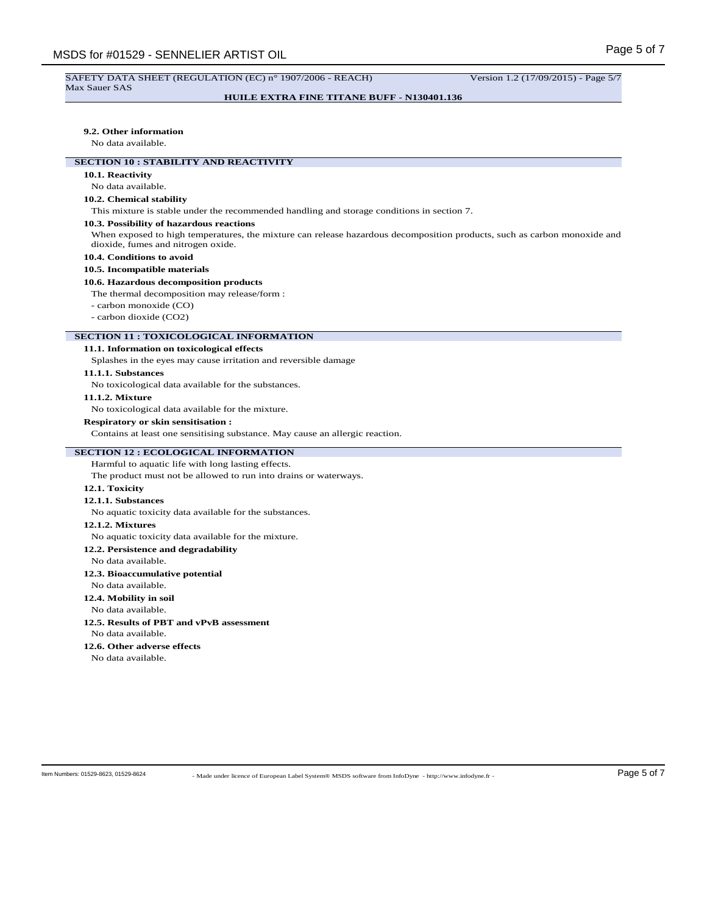#### 9.2. Other information

No data available.

## SECTION 10 : STABILITY AND REACTIVITY

#### 10.1. Reactivity

No data available.

#### 10.2. Chemical stability

This mixture is stable under the recommended handling and storage conditions in section 7.

#### 10.3. Possibility of hazardous reactions

When exposed to high temperatures, the mixture can release hazardous decomposition products, such as carbon monoxide and dioxide, fumes and nitrogen oxide.

#### 10.4. Conditions to avoid

#### 10.5. Incompatible materials

#### 10.6. Hazardous decomposition products

The thermal decomposition may release/form :

- carbon monoxide (CO)
- carbon dioxide ($CO_2$)

## SECTION 11 : TOXICOLOGICAL INFORMATION

#### 11.1. Information on toxicological effects

Splashes in the eyes may cause irritation and reversible damage

#### 11.1.1. Substances

No toxicological data available for the substances.

#### 11.1.2. Mixture

No toxicological data available for the mixture.

**Respiratory or skin sensitisation :**

Contains at least one sensitising substance. May cause an allergic reaction.

## SECTION 12 : ECOLOGICAL INFORMATION

Harmful to aquatic life with long lasting effects.

The product must not be allowed to run into drains or waterways.

#### 12.1. Toxicity

#### 12.1.1. Substances

No aquatic toxicity data available for the substances.

#### 12.1.2. Mixtures

No aquatic toxicity data available for the mixture.

#### 12.2. Persistence and degradability

No data available.

#### 12.3. Bioaccumulative potential

No data available.

#### 12.4. Mobility in soil

No data available.

#### 12.5. Results of PBT and vPvB assessment

No data available.

#### 12.6. Other adverse effects

No data available.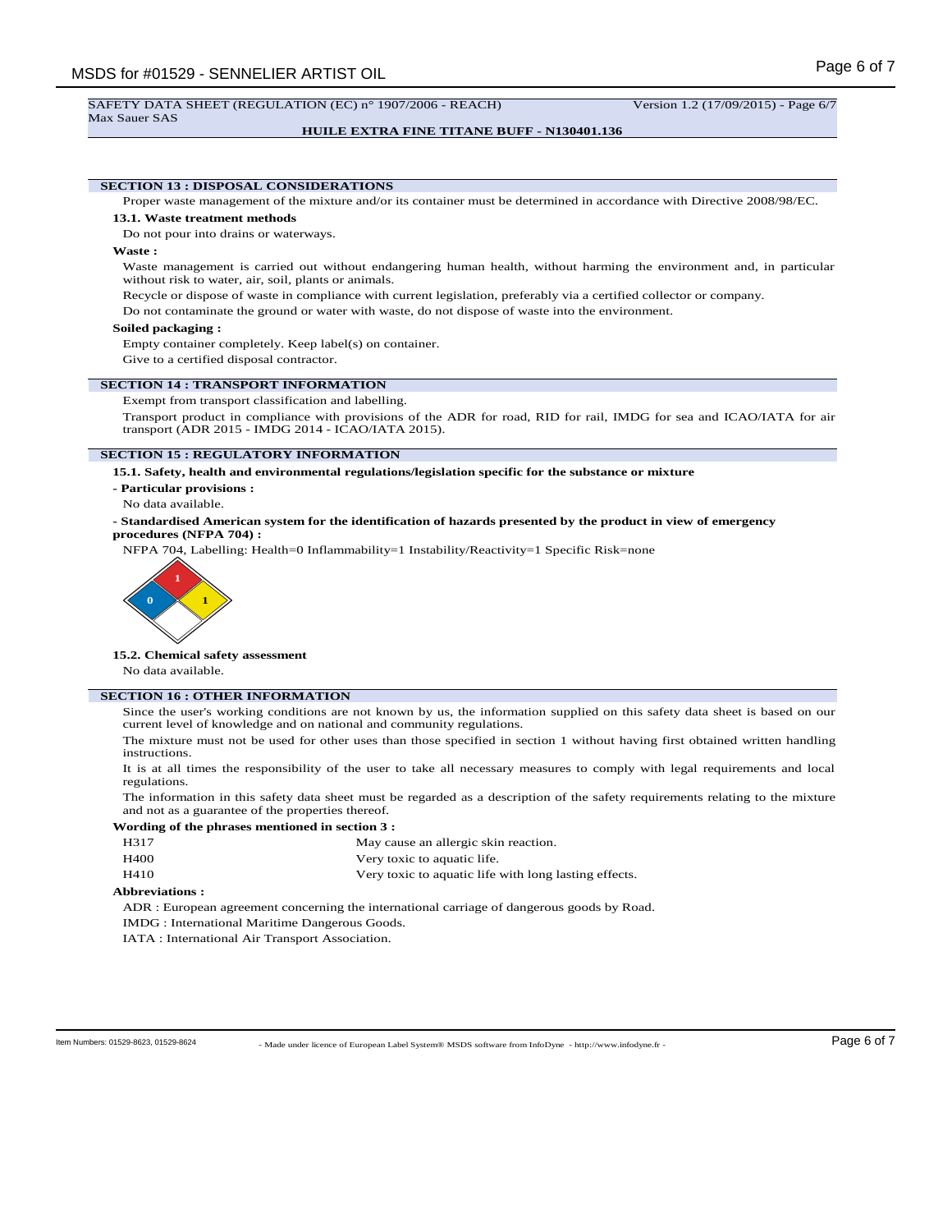## SECTION 13 : DISPOSAL CONSIDERATIONS

Proper waste management of the mixture and/or its container must be determined in accordance with Directive 2008/98/EC.

### 13.1. Waste treatment methods

Do not pour into drains or waterways.

**Waste :**

Waste management is carried out without endangering human health, without harming the environment and, in particular without risk to water, air, soil, plants or animals.

Recycle or dispose of waste in compliance with current legislation, preferably via a certified collector or company.

Do not contaminate the ground or water with waste, do not dispose of waste into the environment.

**Soiled packaging :**

Empty container completely. Keep label(s) on container.

Give to a certified disposal contractor.

## SECTION 14 : TRANSPORT INFORMATION

Exempt from transport classification and labelling.

Transport product in compliance with provisions of the ADR for road, RID for rail, IMDG for sea and ICAO/IATA for air transport (ADR 2015 - IMDG 2014 - ICAO/IATA 2015).

## SECTION 15 : REGULATORY INFORMATION

### 15.1. Safety, health and environmental regulations/legislation specific for the substance or mixture

**- Particular provisions :**

No data available.

**- Standardised American system for the identification of hazards presented by the product in view of emergency procedures (NFPA 704) :**

NFPA 704, Labelling: Health=0 Inflammability=1 Instability/Reactivity=1 Specific Risk=none

### 15.2. Chemical safety assessment

No data available.

## SECTION 16 : OTHER INFORMATION

Since the user's working conditions are not known by us, the information supplied on this safety data sheet is based on our current level of knowledge and on national and community regulations.

The mixture must not be used for other uses than those specified in section 1 without having first obtained written handling instructions.

It is at all times the responsibility of the user to take all necessary measures to comply with legal requirements and local regulations.

The information in this safety data sheet must be regarded as a description of the safety requirements relating to the mixture and not as a guarantee of the properties thereof.

**Wording of the phrases mentioned in section 3 :**

| | |
|---|---|
| H317 | May cause an allergic skin reaction. |
| H400 | Very toxic to aquatic life. |
| H410 | Very toxic to aquatic life with long lasting effects. |

**Abbreviations :**

ADR : European agreement concerning the international carriage of dangerous goods by Road.

IMDG : International Maritime Dangerous Goods.

IATA : International Air Transport Association.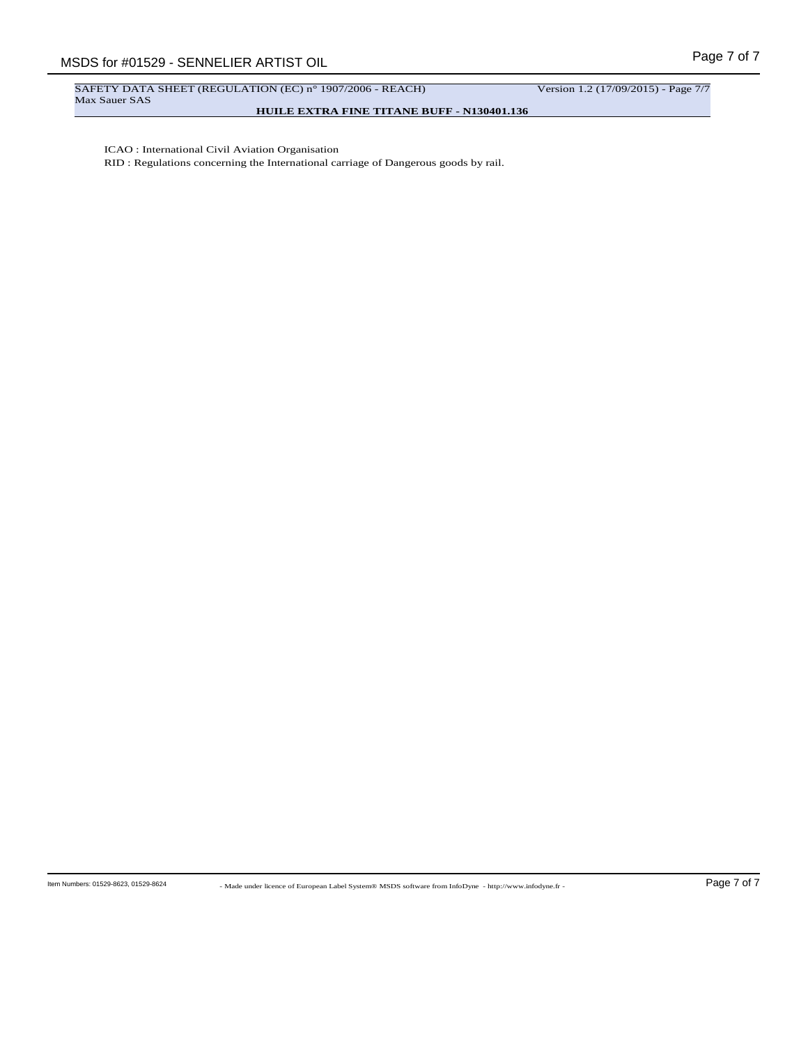ICAO : International Civil Aviation Organisation

RID : Regulations concerning the International carriage of Dangerous goods by rail.